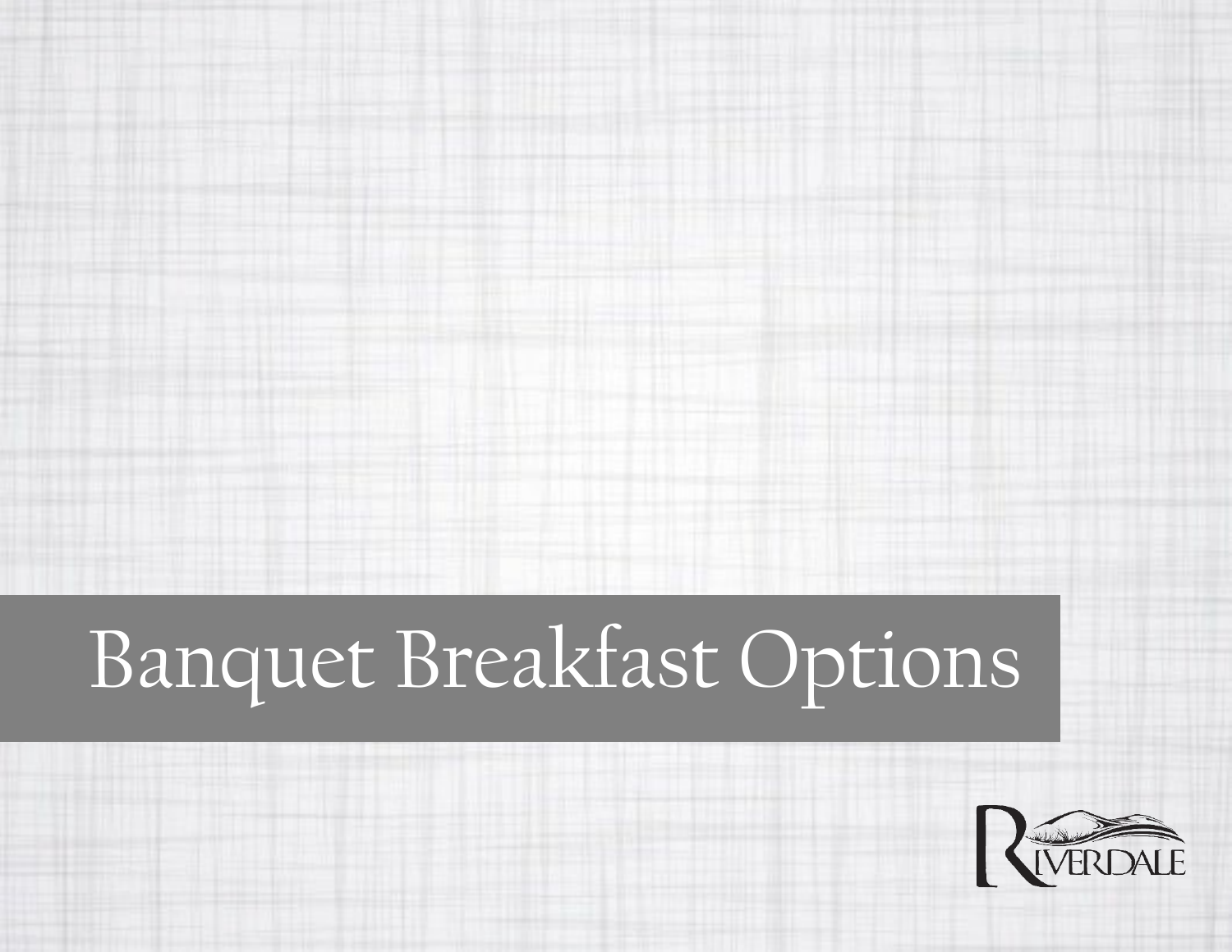# Banquet Breakfast Options

RIVERDALE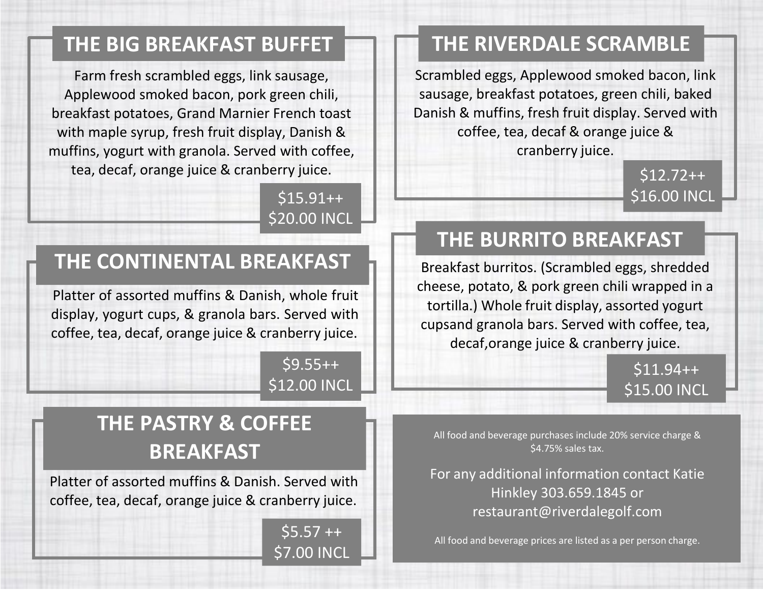## THE BIG BREAKFAST BUFFET

Farm fresh scrambled eggs, link sausage, Applewood smoked bacon, pork green chili, breakfast potatoes, Grand Marnier French toast with maple syrup, fresh fruit display, Danish & muffins, yogurt with granola. Served with coffee, tea, decaf, orange juice & cranberry juice.

$15.91++
$20.00 INCL

## THE CONTINENTAL BREAKFAST

Platter of assorted muffins & Danish, whole fruit display, yogurt cups, & granola bars. Served with coffee, tea, decaf, orange juice & cranberry juice.

$9.55++
$12.00 INCL

## THE PASTRY & COFFEE BREAKFAST

Platter of assorted muffins & Danish. Served with coffee, tea, decaf, orange juice & cranberry juice.

$5.57 ++
$7.00 INCL

## THE RIVERDALE SCRAMBLE

Scrambled eggs, Applewood smoked bacon, link sausage, breakfast potatoes, green chili, baked Danish & muffins, fresh fruit display. Served with coffee, tea, decaf & orange juice & cranberry juice.

$12.72++
$16.00 INCL

## THE BURRITO BREAKFAST

Breakfast burritos. (Scrambled eggs, shredded cheese, potato, & pork green chili wrapped in a tortilla.) Whole fruit display, assorted yogurt cupsand granola bars. Served with coffee, tea, decaf,orange juice & cranberry juice.

$11.94++
$15.00 INCL

All food and beverage purchases include 20% service charge & $4.75% sales tax.

For any additional information contact Katie Hinkley 303.659.1845 or restaurant@riverdalegolf.com

All food and beverage prices are listed as a per person charge.